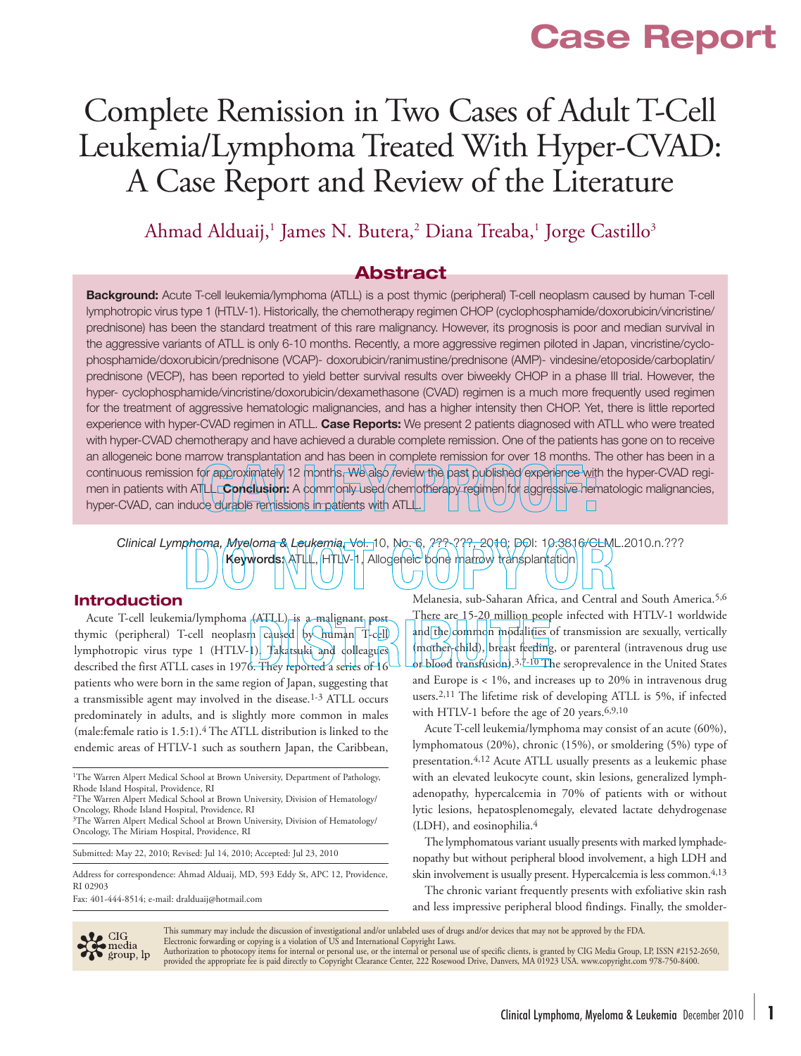Case Report

# Complete Remission in Two Cases of Adult T-Cell Leukemia/Lymphoma Treated With Hyper-CVAD: A Case Report and Review of the Literature

Ahmad Alduaij,[1] James N. Butera,[2] Diana Treaba,[1] Jorge Castillo[3]

## Abstract

**Background:** Acute T-cell leukemia/lymphoma (ATLL) is a post thymic (peripheral) T-cell neoplasm caused by human T-cell lymphotropic virus type 1 (HTLV-1). Historically, the chemotherapy regimen CHOP (cyclophosphamide/doxorubicin/vincristine/prednisone) has been the standard treatment of this rare malignancy. However, its prognosis is poor and median survival in the aggressive variants of ATLL is only 6-10 months. Recently, a more aggressive regimen piloted in Japan, vincristine/cyclophosphamide/doxorubicin/prednisone (VCAP)- doxorubicin/ranimustine/prednisone (AMP)- vindesine/etoposide/carboplatin/prednisone (VECP), has been reported to yield better survival results over biweekly CHOP in a phase III trial. However, the hyper- cyclophosphamide/vincristine/doxorubicin/dexamethasone (CVAD) regimen is a much more frequently used regimen for the treatment of aggressive hematologic malignancies, and has a higher intensity then CHOP. Yet, there is little reported experience with hyper-CVAD regimen in ATLL. **Case Reports:** We present 2 patients diagnosed with ATLL who were treated with hyper-CVAD chemotherapy and have achieved a durable complete remission. One of the patients has gone on to receive an allogeneic bone marrow transplantation and has been in complete remission for over 18 months. The other has been in a continuous remission for approximately 12 months. We also review the past published experience with the hyper-CVAD regimen in patients with ATLL. **Conclusion:** A commonly used chemotherapy regimen for aggressive hematologic malignancies, hyper-CVAD, can induce durable remissions in patients with ATLL.

*Clinical Lymphoma, Myeloma & Leukemia*, Vol. 10, No. 6, ???-???, 2010; DOI: 10.3816/CLML.2010.n.???

**Keywords:** ATLL, HTLV-1, Allogeneic bone marrow transplantation

## Introduction

Acute T-cell leukemia/lymphoma (ATLL) is a malignant post thymic (peripheral) T-cell neoplasm caused by human T-cell lymphotropic virus type 1 (HTLV-1). Takatsuki and colleagues described the first ATLL cases in 1976. They reported a series of 16 patients who were born in the same region of Japan, suggesting that a transmissible agent may involved in the disease.[1-3] ATLL occurs predominately in adults, and is slightly more common in males (male:female ratio is 1.5:1).[4] The ATLL distribution is linked to the endemic areas of HTLV-1 such as southern Japan, the Caribbean, Melanesia, sub-Saharan Africa, and Central and South America.[5,6] There are 15-20 million people infected with HTLV-1 worldwide and the common modalities of transmission are sexually, vertically (mother-child), breast feeding, or parenteral (intravenous drug use or blood transfusion).[3,7-10] The seroprevalence in the United States and Europe is < 1%, and increases up to 20% in intravenous drug users.[2,11] The lifetime risk of developing ATLL is 5%, if infected with HTLV-1 before the age of 20 years.[6,9,10]

Acute T-cell leukemia/lymphoma may consist of an acute (60%), lymphomatous (20%), chronic (15%), or smoldering (5%) type of presentation.[4,12] Acute ATLL usually presents as a leukemic phase with an elevated leukocyte count, skin lesions, generalized lymphadenopathy, hypercalcemia in 70% of patients with or without lytic lesions, hepatosplenomegaly, elevated lactate dehydrogenase (LDH), and eosinophilia.[4]

The lymphomatous variant usually presents with marked lymphadenopathy but without peripheral blood involvement, a high LDH and skin involvement is usually present. Hypercalcemia is less common.[4,13]

The chronic variant frequently presents with exfoliative skin rash and less impressive peripheral blood findings. Finally, the smolder-

[1]The Warren Alpert Medical School at Brown University, Department of Pathology, Rhode Island Hospital, Providence, RI
[2]The Warren Alpert Medical School at Brown University, Division of Hematology/Oncology, Rhode Island Hospital, Providence, RI
[3]The Warren Alpert Medical School at Brown University, Division of Hematology/Oncology, The Miriam Hospital, Providence, RI

Submitted: May 22, 2010; Revised: Jul 14, 2010; Accepted: Jul 23, 2010

Address for correspondence: Ahmad Alduaij, MD, 593 Eddy St, APC 12, Providence, RI 02903
Fax: 401-444-8514; e-mail: dralduaij@hotmail.com

This summary may include the discussion of investigational and/or unlabeled uses of drugs and/or devices that may not be approved by the FDA.
Electronic forwarding or copying is a violation of US and International Copyright Laws.
Authorization to photocopy items for internal or personal use, or the internal or personal use of specific clients, is granted by CIG Media Group, LP, ISSN #2152-2650, provided the appropriate fee is paid directly to Copyright Clearance Center, 222 Rosewood Drive, Danvers, MA 01923 USA. www.copyright.com 978-750-8400.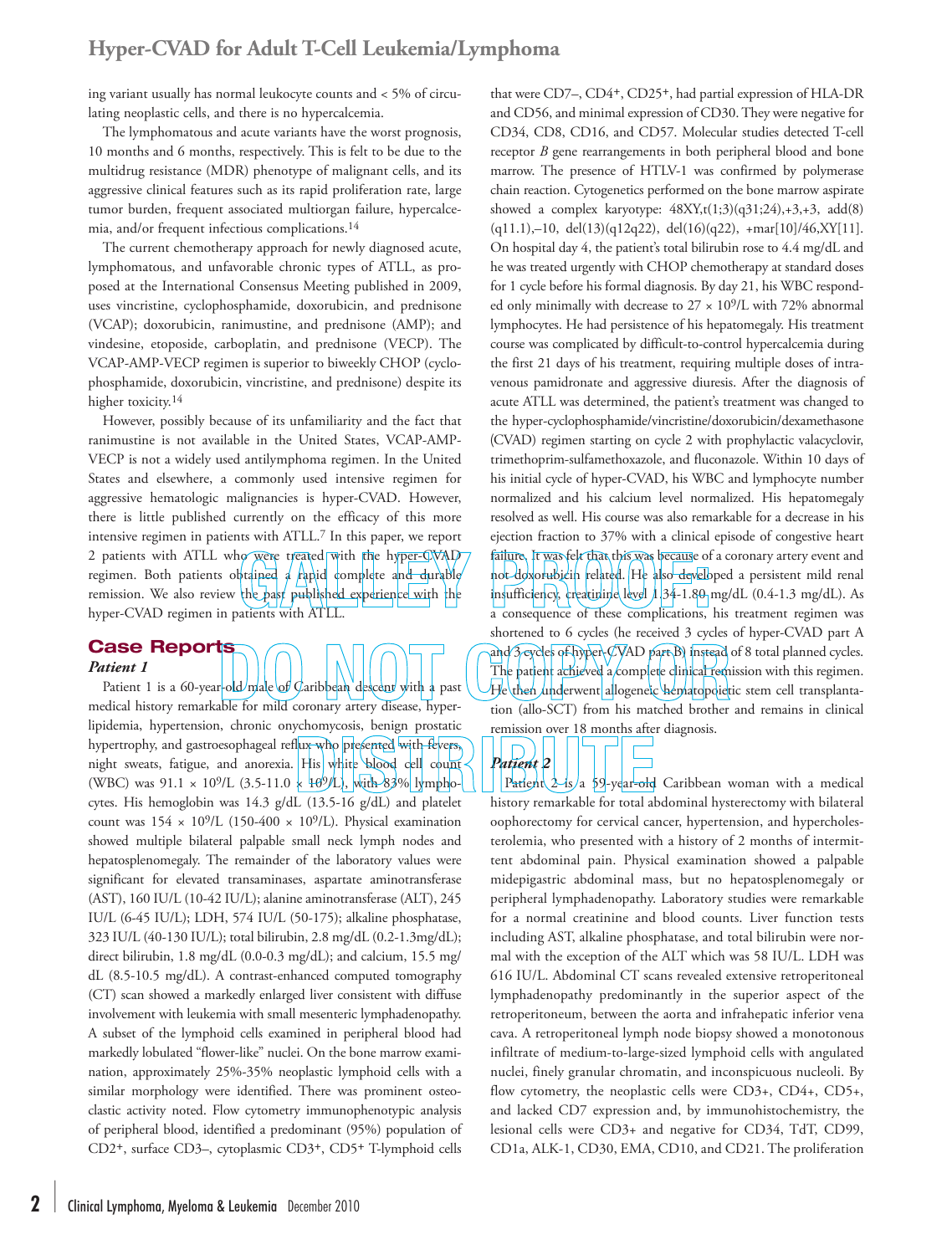ing variant usually has normal leukocyte counts and < 5% of circulating neoplastic cells, and there is no hypercalcemia.

The lymphomatous and acute variants have the worst prognosis, 10 months and 6 months, respectively. This is felt to be due to the multidrug resistance (MDR) phenotype of malignant cells, and its aggressive clinical features such as its rapid proliferation rate, large tumor burden, frequent associated multiorgan failure, hypercalcemia, and/or frequent infectious complications.[14]

The current chemotherapy approach for newly diagnosed acute, lymphomatous, and unfavorable chronic types of ATLL, as proposed at the International Consensus Meeting published in 2009, uses vincristine, cyclophosphamide, doxorubicin, and prednisone (VCAP); doxorubicin, ranimustine, and prednisone (AMP); and vindesine, etoposide, carboplatin, and prednisone (VECP). The VCAP-AMP-VECP regimen is superior to biweekly CHOP (cyclophosphamide, doxorubicin, vincristine, and prednisone) despite its higher toxicity.[14]

However, possibly because of its unfamiliarity and the fact that ranimustine is not available in the United States, VCAP-AMP-VECP is not a widely used antilymphoma regimen. In the United States and elsewhere, a commonly used intensive regimen for aggressive hematologic malignancies is hyper-CVAD. However, there is little published currently on the efficacy of this more intensive regimen in patients with ATLL.[7] In this paper, we report 2 patients with ATLL who were treated with the hyper-CVAD regimen. Both patients obtained a rapid complete and durable remission. We also review the past published experience with the hyper-CVAD regimen in patients with ATLL.

## Case Reports

### *Patient 1*

Patient 1 is a 60-year-old male of Caribbean descent with a past medical history remarkable for mild coronary artery disease, hyperlipidemia, hypertension, chronic onychomycosis, benign prostatic hypertrophy, and gastroesophageal reflux who presented with fevers, night sweats, fatigue, and anorexia. His white blood cell count (WBC) was 91.1 × $10^9$/L (3.5-11.0 × $10^9$/L), with 83% lymphocytes. His hemoglobin was 14.3 g/dL (13.5-16 g/dL) and platelet count was 154 × $10^9$/L (150-400 × $10^9$/L). Physical examination showed multiple bilateral palpable small neck lymph nodes and hepatosplenomegaly. The remainder of the laboratory values were significant for elevated transaminases, aspartate aminotransferase (AST), 160 IU/L (10-42 IU/L); alanine aminotransferase (ALT), 245 IU/L (6-45 IU/L); LDH, 574 IU/L (50-175); alkaline phosphatase, 323 IU/L (40-130 IU/L); total bilirubin, 2.8 mg/dL (0.2-1.3mg/dL); direct bilirubin, 1.8 mg/dL (0.0-0.3 mg/dL); and calcium, 15.5 mg/dL (8.5-10.5 mg/dL). A contrast-enhanced computed tomography (CT) scan showed a markedly enlarged liver consistent with diffuse involvement with leukemia with small mesenteric lymphadenopathy. A subset of the lymphoid cells examined in peripheral blood had markedly lobulated "flower-like" nuclei. On the bone marrow examination, approximately 25%-35% neoplastic lymphoid cells with a similar morphology were identified. There was prominent osteoclastic activity noted. Flow cytometry immunophenotypic analysis of peripheral blood, identified a predominant (95%) population of CD2+, surface CD3–, cytoplasmic CD3+, CD5+ T-lymphoid cells that were CD7–, CD4+, CD25+, had partial expression of HLA-DR and CD56, and minimal expression of CD30. They were negative for CD34, CD8, CD16, and CD57. Molecular studies detected T-cell receptor *B* gene rearrangements in both peripheral blood and bone marrow. The presence of HTLV-1 was confirmed by polymerase chain reaction. Cytogenetics performed on the bone marrow aspirate showed a complex karyotype: 48XY,t(1;3)(q31;24),+3,+3, add(8)(q11.1),–10, del(13)(q12q22), del(16)(q22), +mar[10]/46,XY[11]. On hospital day 4, the patient's total bilirubin rose to 4.4 mg/dL and he was treated urgently with CHOP chemotherapy at standard doses for 1 cycle before his formal diagnosis. By day 21, his WBC responded only minimally with decrease to 27 × $10^9$/L with 72% abnormal lymphocytes. He had persistence of his hepatomegaly. His treatment course was complicated by difficult-to-control hypercalcemia during the first 21 days of his treatment, requiring multiple doses of intravenous pamidronate and aggressive diuresis. After the diagnosis of acute ATLL was determined, the patient's treatment was changed to the hyper-cyclophosphamide/vincristine/doxorubicin/dexamethasone (CVAD) regimen starting on cycle 2 with prophylactic valacyclovir, trimethoprim-sulfamethoxazole, and fluconazole. Within 10 days of his initial cycle of hyper-CVAD, his WBC and lymphocyte number normalized and his calcium level normalized. His hepatomegaly resolved as well. His course was also remarkable for a decrease in his ejection fraction to 37% with a clinical episode of congestive heart failure. It was felt that this was because of a coronary artery event and not doxorubicin related. He also developed a persistent mild renal insufficiency, creatinine level 1.34-1.80 mg/dL (0.4-1.3 mg/dL). As a consequence of these complications, his treatment regimen was shortened to 6 cycles (he received 3 cycles of hyper-CVAD part A and 3 cycles of hyper-CVAD part B) instead of 8 total planned cycles. The patient achieved a complete clinical remission with this regimen. He then underwent allogeneic hematopoietic stem cell transplantation (allo-SCT) from his matched brother and remains in clinical remission over 18 months after diagnosis.

### *Patient 2*

Patient 2 is a 59-year-old Caribbean woman with a medical history remarkable for total abdominal hysterectomy with bilateral oophorectomy for cervical cancer, hypertension, and hypercholesterolemia, who presented with a history of 2 months of intermittent abdominal pain. Physical examination showed a palpable midepigastric abdominal mass, but no hepatosplenomegaly or peripheral lymphadenopathy. Laboratory studies were remarkable for a normal creatinine and blood counts. Liver function tests including AST, alkaline phosphatase, and total bilirubin were normal with the exception of the ALT which was 58 IU/L. LDH was 616 IU/L. Abdominal CT scans revealed extensive retroperitoneal lymphadenopathy predominantly in the superior aspect of the retroperitoneum, between the aorta and infrahepatic inferior vena cava. A retroperitoneal lymph node biopsy showed a monotonous infiltrate of medium-to-large-sized lymphoid cells with angulated nuclei, finely granular chromatin, and inconspicuous nucleoli. By flow cytometry, the neoplastic cells were CD3+, CD4+, CD5+, and lacked CD7 expression and, by immunohistochemistry, the lesional cells were CD3+ and negative for CD34, TdT, CD99, CD1a, ALK-1, CD30, EMA, CD10, and CD21. The proliferation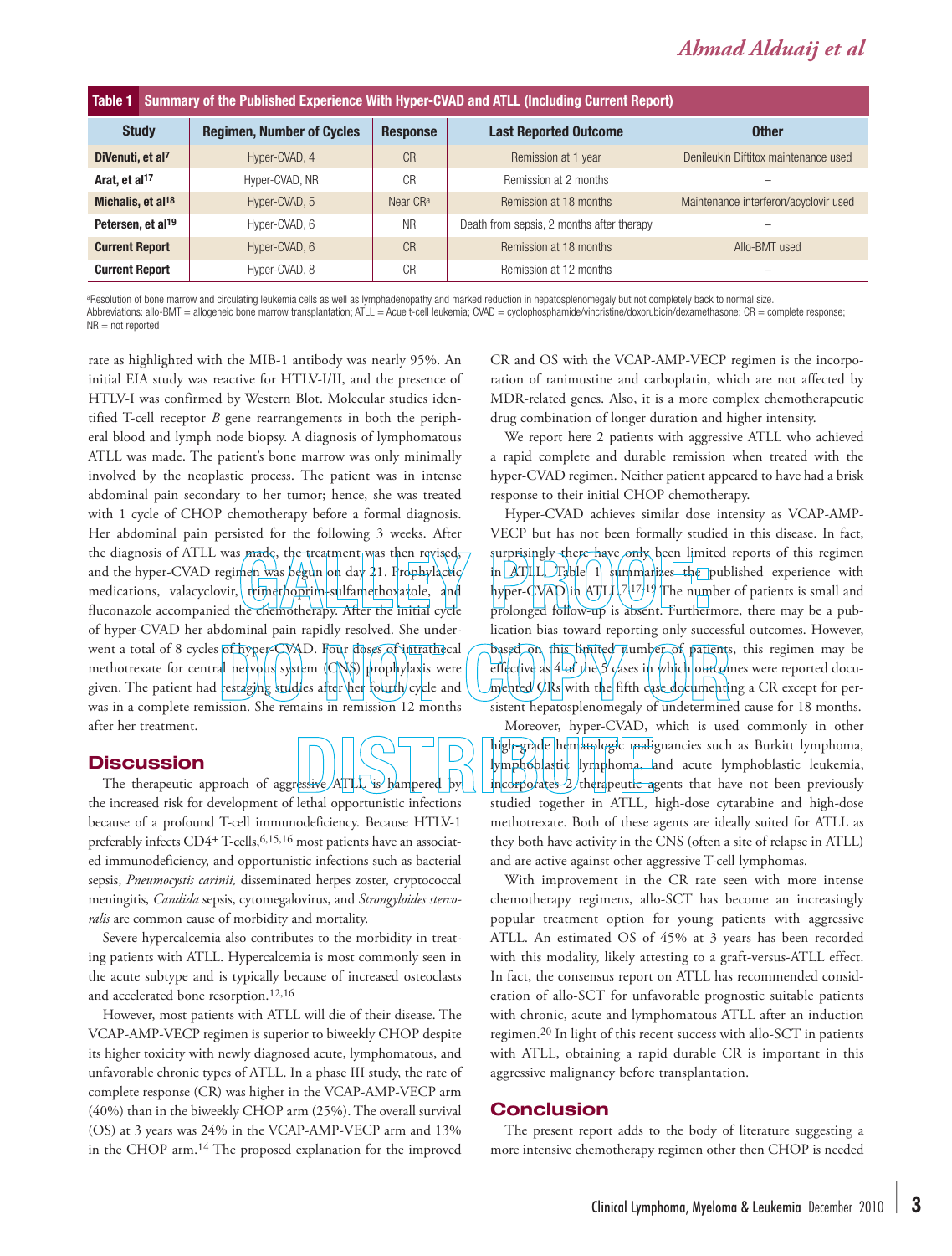**Table 1 Summary of the Published Experience With Hyper-CVAD and ATLL (Including Current Report)**

| Study | Regimen, Number of Cycles | Response | Last Reported Outcome | Other |
|---|---|---|---|---|
| DiVenuti, et al[7] | Hyper-CVAD, 4 | CR | Remission at 1 year | Denileukin Diftitox maintenance used |
| Arat, et al[17] | Hyper-CVAD, NR | CR | Remission at 2 months | – |
| Michalis, et al[18] | Hyper-CVAD, 5 | Near CR[a] | Remission at 18 months | Maintenance interferon/acyclovir used |
| Petersen, et al[19] | Hyper-CVAD, 6 | NR | Death from sepsis, 2 months after therapy | – |
| Current Report | Hyper-CVAD, 6 | CR | Remission at 18 months | Allo-BMT used |
| Current Report | Hyper-CVAD, 8 | CR | Remission at 12 months | – |

[a]Resolution of bone marrow and circulating leukemia cells as well as lymphadenopathy and marked reduction in hepatosplenomegaly but not completely back to normal size.
Abbreviations: allo-BMT = allogeneic bone marrow transplantation; ATLL = Acue t-cell leukemia; CVAD = cyclophosphamide/vincristine/doxorubicin/dexamethasone; CR = complete response; NR = not reported

rate as highlighted with the MIB-1 antibody was nearly 95%. An initial EIA study was reactive for HTLV-I/II, and the presence of HTLV-I was confirmed by Western Blot. Molecular studies identified T-cell receptor *B* gene rearrangements in both the peripheral blood and lymph node biopsy. A diagnosis of lymphomatous ATLL was made. The patient's bone marrow was only minimally involved by the neoplastic process. The patient was in intense abdominal pain secondary to her tumor; hence, she was treated with 1 cycle of CHOP chemotherapy before a formal diagnosis. Her abdominal pain persisted for the following 3 weeks. After the diagnosis of ATLL was made, the treatment was then revised, and the hyper-CVAD regimen was begun on day 21. Prophylactic medications, valacyclovir, trimethoprim-sulfamethoxazole, and fluconazole accompanied the chemotherapy. After the initial cycle of hyper-CVAD her abdominal pain rapidly resolved. She underwent a total of 8 cycles of hyper-CVAD. Four doses of intrathecal methotrexate for central nervous system (CNS) prophylaxis were given. The patient had restaging studies after her fourth cycle and was in a complete remission. She remains in remission 12 months after her treatment.

## Discussion

The therapeutic approach of aggressive ATLL is hampered by the increased risk for development of lethal opportunistic infections because of a profound T-cell immunodeficiency. Because HTLV-1 preferably infects CD4+ T-cells,[6,15,16] most patients have an associated immunodeficiency, and opportunistic infections such as bacterial sepsis, *Pneumocystis carinii,* disseminated herpes zoster, cryptococcal meningitis, *Candida* sepsis, cytomegalovirus, and *Strongyloides stercoralis* are common cause of morbidity and mortality.

Severe hypercalcemia also contributes to the morbidity in treating patients with ATLL. Hypercalcemia is most commonly seen in the acute subtype and is typically because of increased osteoclasts and accelerated bone resorption.[12,16]

However, most patients with ATLL will die of their disease. The VCAP-AMP-VECP regimen is superior to biweekly CHOP despite its higher toxicity with newly diagnosed acute, lymphomatous, and unfavorable chronic types of ATLL. In a phase III study, the rate of complete response (CR) was higher in the VCAP-AMP-VECP arm (40%) than in the biweekly CHOP arm (25%). The overall survival (OS) at 3 years was 24% in the VCAP-AMP-VECP arm and 13% in the CHOP arm.[14] The proposed explanation for the improved CR and OS with the VCAP-AMP-VECP regimen is the incorporation of ranimustine and carboplatin, which are not affected by MDR-related genes. Also, it is a more complex chemotherapeutic drug combination of longer duration and higher intensity.

We report here 2 patients with aggressive ATLL who achieved a rapid complete and durable remission when treated with the hyper-CVAD regimen. Neither patient appeared to have had a brisk response to their initial CHOP chemotherapy.

Hyper-CVAD achieves similar dose intensity as VCAP-AMP-VECP but has not been formally studied in this disease. In fact, surprisingly there have only been limited reports of this regimen in ATLL. Table 1 summarizes the published experience with hyper-CVAD in ATLL.[7,17-19] The number of patients is small and prolonged follow-up is absent. Furthermore, there may be a publication bias toward reporting only successful outcomes. However, based on this limited number of patients, this regimen may be effective as 4 of the 5 cases in which outcomes were reported documented CRs with the fifth case documenting a CR except for persistent hepatosplenomegaly of undetermined cause for 18 months.

Moreover, hyper-CVAD, which is used commonly in other high-grade hematologic malignancies such as Burkitt lymphoma, lymphoblastic lymphoma, and acute lymphoblastic leukemia, incorporates 2 therapeutic agents that have not been previously studied together in ATLL, high-dose cytarabine and high-dose methotrexate. Both of these agents are ideally suited for ATLL as they both have activity in the CNS (often a site of relapse in ATLL) and are active against other aggressive T-cell lymphomas.

With improvement in the CR rate seen with more intense chemotherapy regimens, allo-SCT has become an increasingly popular treatment option for young patients with aggressive ATLL. An estimated OS of 45% at 3 years has been recorded with this modality, likely attesting to a graft-versus-ATLL effect. In fact, the consensus report on ATLL has recommended consideration of allo-SCT for unfavorable prognostic suitable patients with chronic, acute and lymphomatous ATLL after an induction regimen.[20] In light of this recent success with allo-SCT in patients with ATLL, obtaining a rapid durable CR is important in this aggressive malignancy before transplantation.

## Conclusion

The present report adds to the body of literature suggesting a more intensive chemotherapy regimen other then CHOP is needed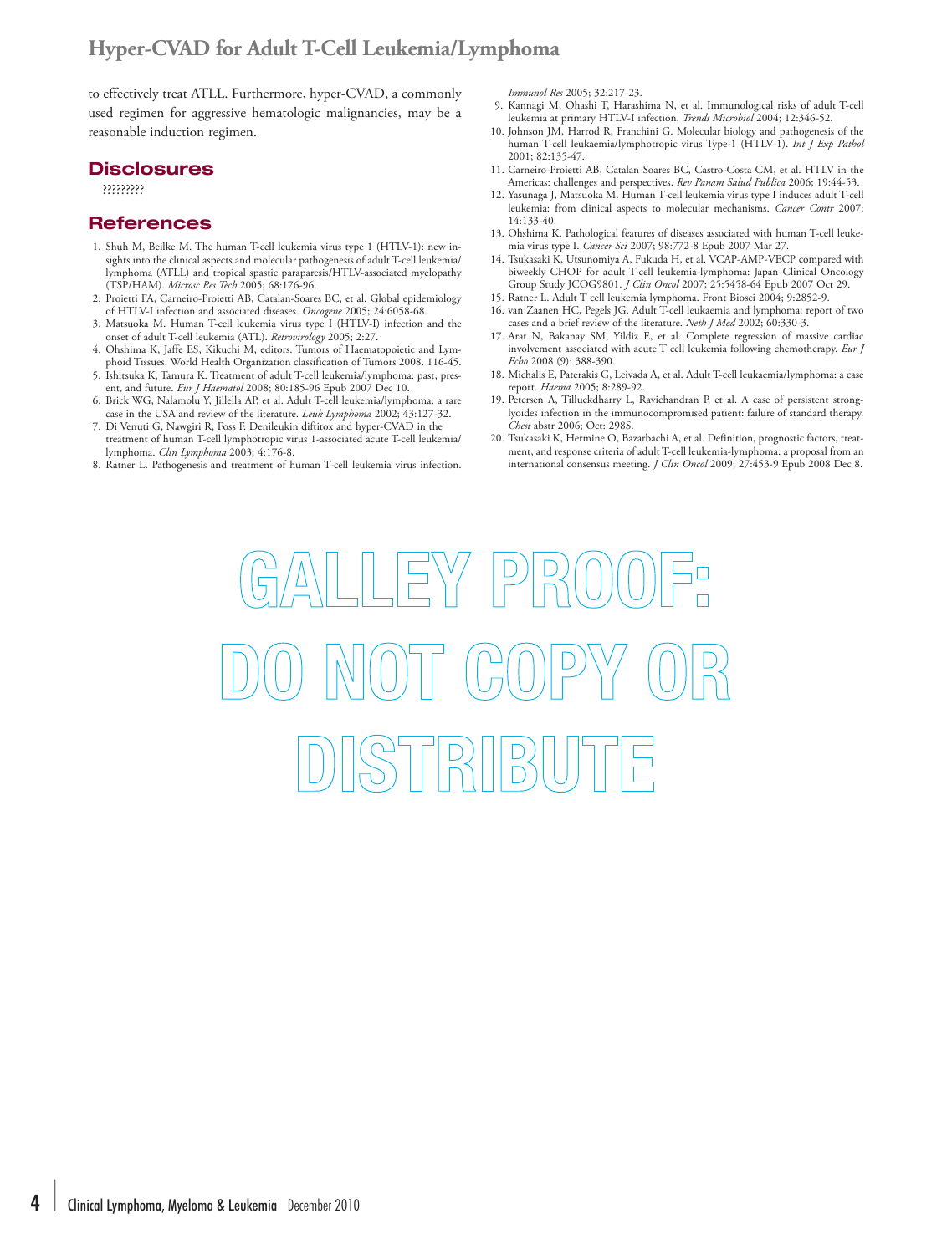to effectively treat ATLL. Furthermore, hyper-CVAD, a commonly used regimen for aggressive hematologic malignancies, may be a reasonable induction regimen.

## Disclosures

?????????

## References

1. Shuh M, Beilke M. The human T-cell leukemia virus type 1 (HTLV-1): new insights into the clinical aspects and molecular pathogenesis of adult T-cell leukemia/lymphoma (ATLL) and tropical spastic paraparesis/HTLV-associated myelopathy (TSP/HAM). *Microsc Res Tech* 2005; 68:176-96.
2. Proietti FA, Carneiro-Proietti AB, Catalan-Soares BC, et al. Global epidemiology of HTLV-I infection and associated diseases. *Oncogene* 2005; 24:6058-68.
3. Matsuoka M. Human T-cell leukemia virus type I (HTLV-I) infection and the onset of adult T-cell leukemia (ATL). *Retrovirology* 2005; 2:27.
4. Ohshima K, Jaffe ES, Kikuchi M, editors. Tumors of Haematopoietic and Lymphoid Tissues. World Health Organization classification of Tumors 2008. 116-45.
5. Ishitsuka K, Tamura K. Treatment of adult T-cell leukemia/lymphoma: past, present, and future. *Eur J Haematol* 2008; 80:185-96 Epub 2007 Dec 10.
6. Brick WG, Nalamolu Y, Jillella AP, et al. Adult T-cell leukemia/lymphoma: a rare case in the USA and review of the literature. *Leuk Lymphoma* 2002; 43:127-32.
7. Di Venuti G, Nawgiri R, Foss F. Denileukin diftitox and hyper-CVAD in the treatment of human T-cell lymphotropic virus 1-associated acute T-cell leukemia/lymphoma. *Clin Lymphoma* 2003; 4:176-8.
8. Ratner L. Pathogenesis and treatment of human T-cell leukemia virus infection. *Immunol Res* 2005; 32:217-23.
9. Kannagi M, Ohashi T, Harashima N, et al. Immunological risks of adult T-cell leukemia at primary HTLV-I infection. *Trends Microbiol* 2004; 12:346-52.
10. Johnson JM, Harrod R, Franchini G. Molecular biology and pathogenesis of the human T-cell leukaemia/lymphotropic virus Type-1 (HTLV-1). *Int J Exp Pathol* 2001; 82:135-47.
11. Carneiro-Proietti AB, Catalan-Soares BC, Castro-Costa CM, et al. HTLV in the Americas: challenges and perspectives. *Rev Panam Salud Publica* 2006; 19:44-53.
12. Yasunaga J, Matsuoka M. Human T-cell leukemia virus type I induces adult T-cell leukemia: from clinical aspects to molecular mechanisms. *Cancer Contr* 2007; 14:133-40.
13. Ohshima K. Pathological features of diseases associated with human T-cell leukemia virus type I. *Cancer Sci* 2007; 98:772-8 Epub 2007 Mar 27.
14. Tsukasaki K, Utsunomiya A, Fukuda H, et al. VCAP-AMP-VECP compared with biweekly CHOP for adult T-cell leukemia-lymphoma: Japan Clinical Oncology Group Study JCOG9801. *J Clin Oncol* 2007; 25:5458-64 Epub 2007 Oct 29.
15. Ratner L. Adult T cell leukemia lymphoma. Front Biosci 2004; 9:2852-9.
16. van Zaanen HC, Pegels JG. Adult T-cell leukaemia and lymphoma: report of two cases and a brief review of the literature. *Neth J Med* 2002; 60:330-3.
17. Arat N, Bakanay SM, Yildiz E, et al. Complete regression of massive cardiac involvement associated with acute T cell leukemia following chemotherapy. *Eur J Echo* 2008 (9): 388-390.
18. Michalis E, Paterakis G, Leivada A, et al. Adult T-cell leukaemia/lymphoma: a case report. *Haema* 2005; 8:289-92.
19. Petersen A, Tilluckdharry L, Ravichandran P, et al. A case of persistent stronglyoides infection in the immunocompromised patient: failure of standard therapy. *Chest* abstr 2006; Oct: 298S.
20. Tsukasaki K, Hermine O, Bazarbachi A, et al. Definition, prognostic factors, treatment, and response criteria of adult T-cell leukemia-lymphoma: a proposal from an international consensus meeting. *J Clin Oncol* 2009; 27:453-9 Epub 2008 Dec 8.

GALLEY PROOF: DO NOT COPY OR DISTRIBUTE